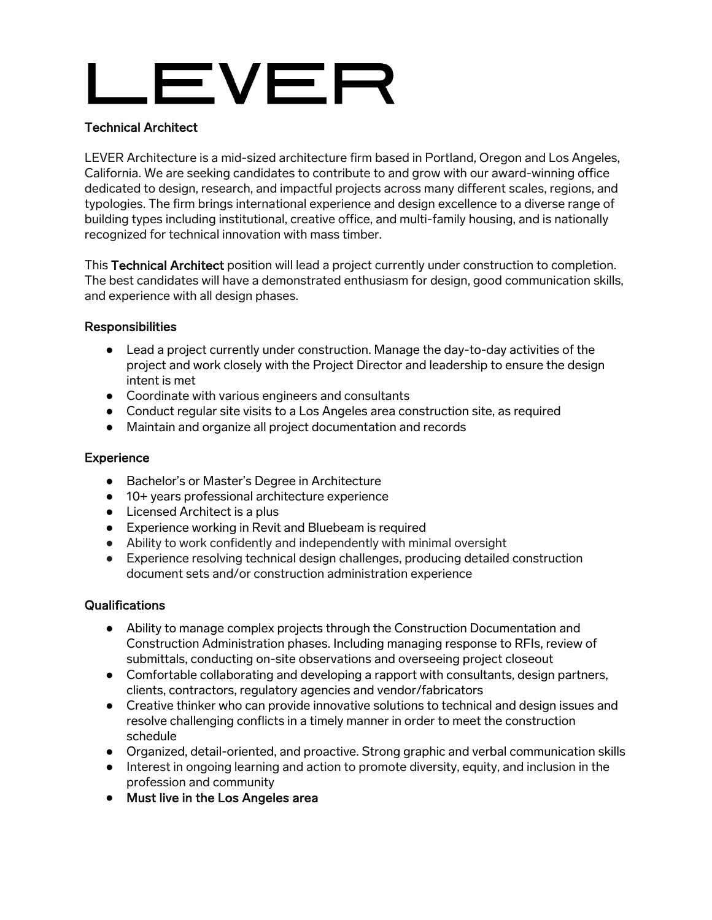# LEVER

## Technical Architect

LEVER Architecture is a mid-sized architecture firm based in Portland, Oregon and Los Angeles, California. We are seeking candidates to contribute to and grow with our award-winning office dedicated to design, research, and impactful projects across many different scales, regions, and typologies. The firm brings international experience and design excellence to a diverse range of building types including institutional, creative office, and multi-family housing, and is nationally recognized for technical innovation with mass timber.

This **Technical Architect** position will lead a project currently under construction to completion. The best candidates will have a demonstrated enthusiasm for design, good communication skills, and experience with all design phases.

### Responsibilities

- Lead a project currently under construction. Manage the day-to-day activities of the project and work closely with the Project Director and leadership to ensure the design intent is met
- Coordinate with various engineers and consultants
- Conduct regular site visits to a Los Angeles area construction site, as required
- Maintain and organize all project documentation and records

### Experience

- Bachelor's or Master's Degree in Architecture
- 10+ years professional architecture experience
- Licensed Architect is a plus
- Experience working in Revit and Bluebeam is required
- Ability to work confidently and independently with minimal oversight
- Experience resolving technical design challenges, producing detailed construction document sets and/or construction administration experience

### Qualifications

- Ability to manage complex projects through the Construction Documentation and Construction Administration phases. Including managing response to RFIs, review of submittals, conducting on-site observations and overseeing project closeout
- Comfortable collaborating and developing a rapport with consultants, design partners, clients, contractors, regulatory agencies and vendor/fabricators
- Creative thinker who can provide innovative solutions to technical and design issues and resolve challenging conflicts in a timely manner in order to meet the construction schedule
- Organized, detail-oriented, and proactive. Strong graphic and verbal communication skills
- Interest in ongoing learning and action to promote diversity, equity, and inclusion in the profession and community
- **Must live in the Los Angeles area**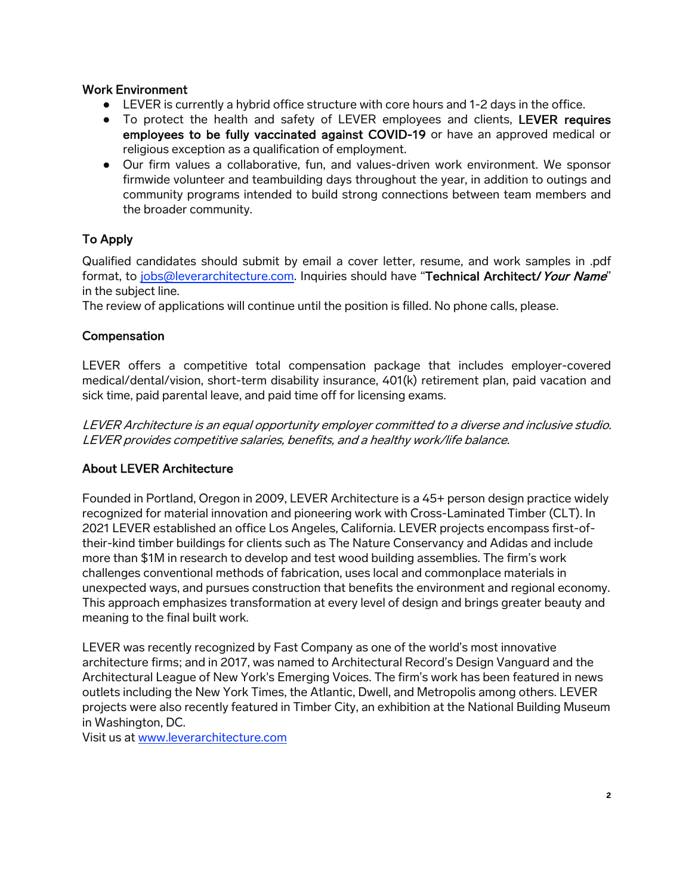## Work Environment

- LEVER is currently a hybrid office structure with core hours and 1-2 days in the office.
- To protect the health and safety of LEVER employees and clients, **LEVER requires employees to be fully vaccinated against COVID-19** or have an approved medical or religious exception as a qualification of employment.
- Our firm values a collaborative, fun, and values-driven work environment. We sponsor firmwide volunteer and teambuilding days throughout the year, in addition to outings and community programs intended to build strong connections between team members and the broader community.

## To Apply

Qualified candidates should submit by email a cover letter, resume, and work samples in .pdf format, to [jobs@leverarchitecture.com](mailto:jobs@leverarchitecture.com). Inquiries should have "**Technical Architect/ *Your Name***" in the subject line.
The review of applications will continue until the position is filled. No phone calls, please.

## Compensation

LEVER offers a competitive total compensation package that includes employer-covered medical/dental/vision, short-term disability insurance, 401(k) retirement plan, paid vacation and sick time, paid parental leave, and paid time off for licensing exams.

*LEVER Architecture is an equal opportunity employer committed to a diverse and inclusive studio. LEVER provides competitive salaries, benefits, and a healthy work/life balance.*

## About LEVER Architecture

Founded in Portland, Oregon in 2009, LEVER Architecture is a 45+ person design practice widely recognized for material innovation and pioneering work with Cross-Laminated Timber (CLT). In 2021 LEVER established an office Los Angeles, California. LEVER projects encompass first-of-their-kind timber buildings for clients such as The Nature Conservancy and Adidas and include more than $1M in research to develop and test wood building assemblies. The firm's work challenges conventional methods of fabrication, uses local and commonplace materials in unexpected ways, and pursues construction that benefits the environment and regional economy. This approach emphasizes transformation at every level of design and brings greater beauty and meaning to the final built work.

LEVER was recently recognized by Fast Company as one of the world's most innovative architecture firms; and in 2017, was named to Architectural Record's Design Vanguard and the Architectural League of New York's Emerging Voices. The firm's work has been featured in news outlets including the New York Times, the Atlantic, Dwell, and Metropolis among others. LEVER projects were also recently featured in Timber City, an exhibition at the National Building Museum in Washington, DC.
Visit us at [www.leverarchitecture.com](http://www.leverarchitecture.com)